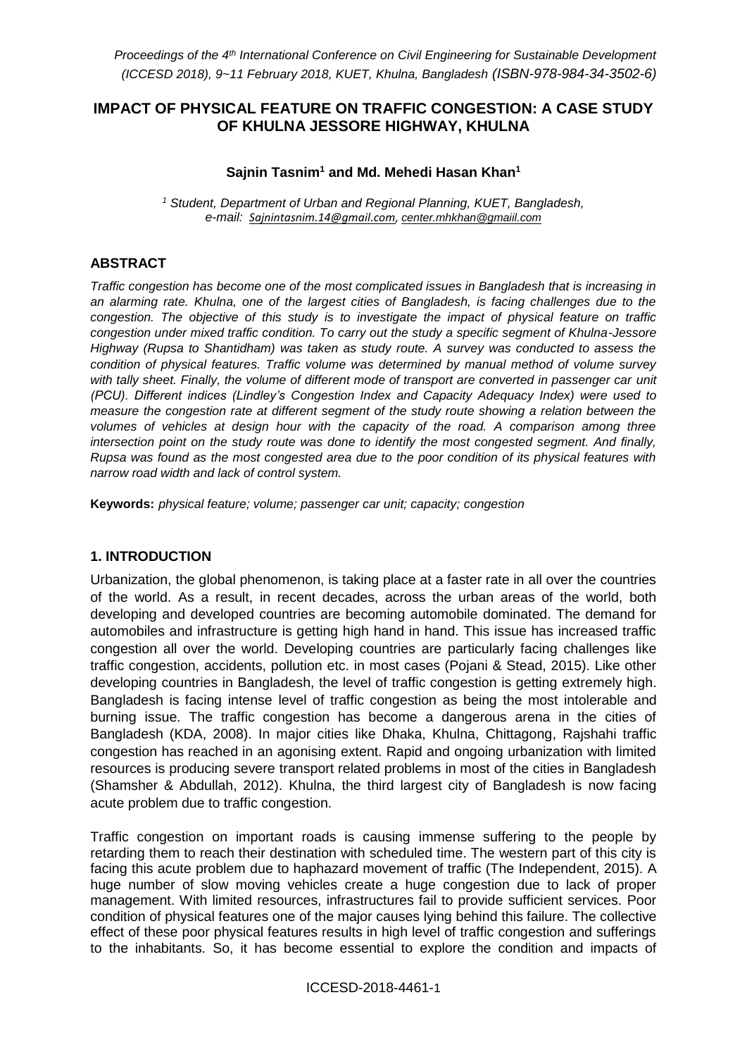*Proceedings of the 4th International Conference on Civil Engineering for Sustainable Development (ICCESD 2018), 9~11 February 2018, KUET, Khulna, Bangladesh (ISBN-978-984-34-3502-6)*

# IMPACT OF PHYSICAL FEATURE ON TRAFFIC CONGESTION: A CASE STUDY OF KHULNA JESSORE HIGHWAY, KHULNA

**Sajnin Tasnim[1] and Md. Mehedi Hasan Khan[1]**

*[1] Student, Department of Urban and Regional Planning, KUET, Bangladesh, e-mail: Sajnintasnim.14@gmail.com, center.mhkhan@gmaiil.com*

## ABSTRACT

*Traffic congestion has become one of the most complicated issues in Bangladesh that is increasing in an alarming rate. Khulna, one of the largest cities of Bangladesh, is facing challenges due to the congestion. The objective of this study is to investigate the impact of physical feature on traffic congestion under mixed traffic condition. To carry out the study a specific segment of Khulna-Jessore Highway (Rupsa to Shantidham) was taken as study route. A survey was conducted to assess the condition of physical features. Traffic volume was determined by manual method of volume survey with tally sheet. Finally, the volume of different mode of transport are converted in passenger car unit (PCU). Different indices (Lindley's Congestion Index and Capacity Adequacy Index) were used to measure the congestion rate at different segment of the study route showing a relation between the volumes of vehicles at design hour with the capacity of the road. A comparison among three intersection point on the study route was done to identify the most congested segment. And finally, Rupsa was found as the most congested area due to the poor condition of its physical features with narrow road width and lack of control system.*

**Keywords:** *physical feature; volume; passenger car unit; capacity; congestion*

## 1. INTRODUCTION

Urbanization, the global phenomenon, is taking place at a faster rate in all over the countries of the world. As a result, in recent decades, across the urban areas of the world, both developing and developed countries are becoming automobile dominated. The demand for automobiles and infrastructure is getting high hand in hand. This issue has increased traffic congestion all over the world. Developing countries are particularly facing challenges like traffic congestion, accidents, pollution etc. in most cases (Pojani & Stead, 2015). Like other developing countries in Bangladesh, the level of traffic congestion is getting extremely high. Bangladesh is facing intense level of traffic congestion as being the most intolerable and burning issue. The traffic congestion has become a dangerous arena in the cities of Bangladesh (KDA, 2008). In major cities like Dhaka, Khulna, Chittagong, Rajshahi traffic congestion has reached in an agonising extent. Rapid and ongoing urbanization with limited resources is producing severe transport related problems in most of the cities in Bangladesh (Shamsher & Abdullah, 2012). Khulna, the third largest city of Bangladesh is now facing acute problem due to traffic congestion.

Traffic congestion on important roads is causing immense suffering to the people by retarding them to reach their destination with scheduled time. The western part of this city is facing this acute problem due to haphazard movement of traffic (The Independent, 2015). A huge number of slow moving vehicles create a huge congestion due to lack of proper management. With limited resources, infrastructures fail to provide sufficient services. Poor condition of physical features one of the major causes lying behind this failure. The collective effect of these poor physical features results in high level of traffic congestion and sufferings to the inhabitants. So, it has become essential to explore the condition and impacts of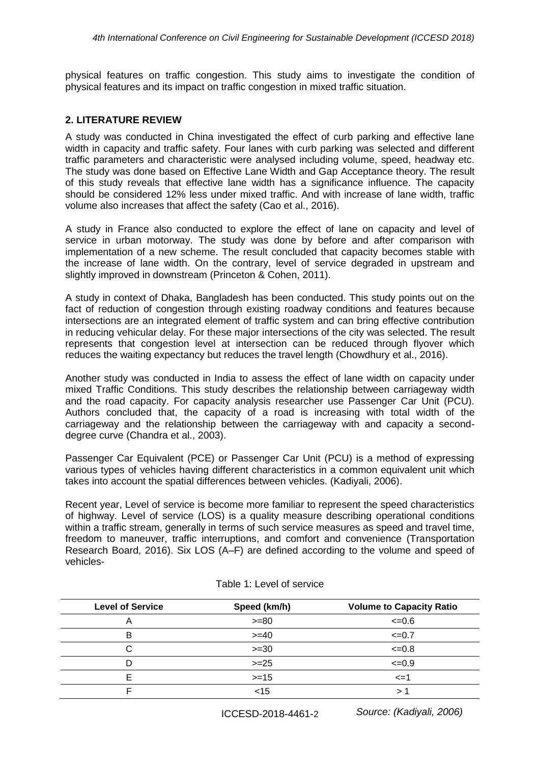physical features on traffic congestion. This study aims to investigate the condition of physical features and its impact on traffic congestion in mixed traffic situation.

## 2. LITERATURE REVIEW

A study was conducted in China investigated the effect of curb parking and effective lane width in capacity and traffic safety. Four lanes with curb parking was selected and different traffic parameters and characteristic were analysed including volume, speed, headway etc. The study was done based on Effective Lane Width and Gap Acceptance theory. The result of this study reveals that effective lane width has a significance influence. The capacity should be considered 12% less under mixed traffic. And with increase of lane width, traffic volume also increases that affect the safety (Cao et al., 2016).

A study in France also conducted to explore the effect of lane on capacity and level of service in urban motorway. The study was done by before and after comparison with implementation of a new scheme. The result concluded that capacity becomes stable with the increase of lane width. On the contrary, level of service degraded in upstream and slightly improved in downstream (Princeton & Cohen, 2011).

A study in context of Dhaka, Bangladesh has been conducted. This study points out on the fact of reduction of congestion through existing roadway conditions and features because intersections are an integrated element of traffic system and can bring effective contribution in reducing vehicular delay. For these major intersections of the city was selected. The result represents that congestion level at intersection can be reduced through flyover which reduces the waiting expectancy but reduces the travel length (Chowdhury et al., 2016).

Another study was conducted in India to assess the effect of lane width on capacity under mixed Traffic Conditions. This study describes the relationship between carriageway width and the road capacity. For capacity analysis researcher use Passenger Car Unit (PCU). Authors concluded that, the capacity of a road is increasing with total width of the carriageway and the relationship between the carriageway with and capacity a second-degree curve (Chandra et al., 2003).

Passenger Car Equivalent (PCE) or Passenger Car Unit (PCU) is a method of expressing various types of vehicles having different characteristics in a common equivalent unit which takes into account the spatial differences between vehicles. (Kadiyali, 2006).

Recent year, Level of service is become more familiar to represent the speed characteristics of highway. Level of service (LOS) is a quality measure describing operational conditions within a traffic stream, generally in terms of such service measures as speed and travel time, freedom to maneuver, traffic interruptions, and comfort and convenience (Transportation Research Board, 2016). Six LOS (A–F) are defined according to the volume and speed of vehicles-

Table 1: Level of service

| Level of Service | Speed (km/h) | Volume to Capacity Ratio |
|---|---|---|
| A | >=80 | <=0.6 |
| B | >=40 | <=0.7 |
| C | >=30 | <=0.8 |
| D | >=25 | <=0.9 |
| E | >=15 | <=1 |
| F | <15 | > 1 |

*Source: (Kadiyali, 2006)*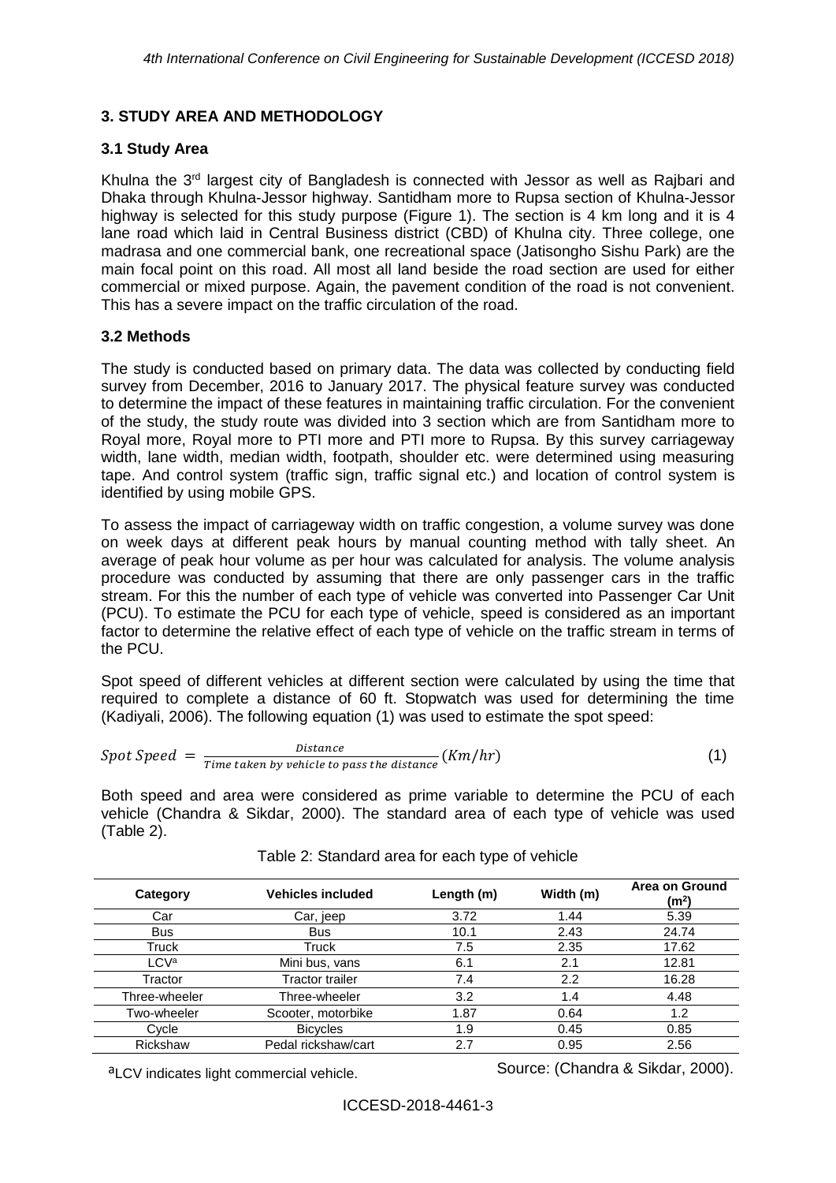## 3. STUDY AREA AND METHODOLOGY

### 3.1 Study Area

Khulna the 3rd largest city of Bangladesh is connected with Jessor as well as Rajbari and Dhaka through Khulna-Jessor highway. Santidham more to Rupsa section of Khulna-Jessor highway is selected for this study purpose (Figure 1). The section is 4 km long and it is 4 lane road which laid in Central Business district (CBD) of Khulna city. Three college, one madrasa and one commercial bank, one recreational space (Jatisongho Sishu Park) are the main focal point on this road. All most all land beside the road section are used for either commercial or mixed purpose. Again, the pavement condition of the road is not convenient. This has a severe impact on the traffic circulation of the road.

### 3.2 Methods

The study is conducted based on primary data. The data was collected by conducting field survey from December, 2016 to January 2017. The physical feature survey was conducted to determine the impact of these features in maintaining traffic circulation. For the convenient of the study, the study route was divided into 3 section which are from Santidham more to Royal more, Royal more to PTI more and PTI more to Rupsa. By this survey carriageway width, lane width, median width, footpath, shoulder etc. were determined using measuring tape. And control system (traffic sign, traffic signal etc.) and location of control system is identified by using mobile GPS.

To assess the impact of carriageway width on traffic congestion, a volume survey was done on week days at different peak hours by manual counting method with tally sheet. An average of peak hour volume as per hour was calculated for analysis. The volume analysis procedure was conducted by assuming that there are only passenger cars in the traffic stream. For this the number of each type of vehicle was converted into Passenger Car Unit (PCU). To estimate the PCU for each type of vehicle, speed is considered as an important factor to determine the relative effect of each type of vehicle on the traffic stream in terms of the PCU.

Spot speed of different vehicles at different section were calculated by using the time that required to complete a distance of 60 ft. Stopwatch was used for determining the time (Kadiyali, 2006). The following equation (1) was used to estimate the spot speed:

$$Spot\ Speed = \frac{Distance}{Time\ taken\ by\ vehicle\ to\ pass\ the\ distance}\ (Km/hr) \tag{1}$$

Both speed and area were considered as prime variable to determine the PCU of each vehicle (Chandra & Sikdar, 2000). The standard area of each type of vehicle was used (Table 2).

Table 2: Standard area for each type of vehicle

| Category | Vehicles included | Length (m) | Width (m) | Area on Ground ($m^2$) |
|---|---|---|---|---|
| Car | Car, jeep | 3.72 | 1.44 | 5.39 |
| Bus | Bus | 10.1 | 2.43 | 24.74 |
| Truck | Truck | 7.5 | 2.35 | 17.62 |
| LCV[a] | Mini bus, vans | 6.1 | 2.1 | 12.81 |
| Tractor | Tractor trailer | 7.4 | 2.2 | 16.28 |
| Three-wheeler | Three-wheeler | 3.2 | 1.4 | 4.48 |
| Two-wheeler | Scooter, motorbike | 1.87 | 0.64 | 1.2 |
| Cycle | Bicycles | 1.9 | 0.45 | 0.85 |
| Rickshaw | Pedal rickshaw/cart | 2.7 | 0.95 | 2.56 |

[a]LCV indicates light commercial vehicle.

Source: (Chandra & Sikdar, 2000).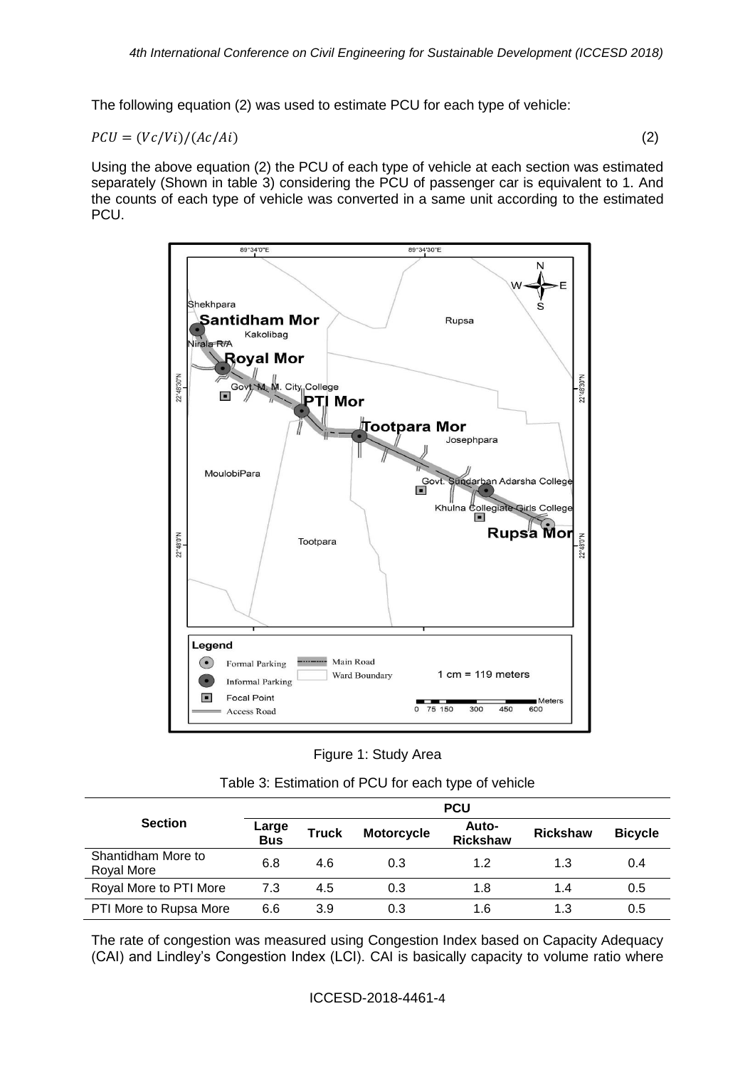The following equation (2) was used to estimate PCU for each type of vehicle:

$$PCU = (Vc/Vi)/(Ac/Ai) \quad (2)$$

Using the above equation (2) the PCU of each type of vehicle at each section was estimated separately (Shown in table 3) considering the PCU of passenger car is equivalent to 1. And the counts of each type of vehicle was converted in a same unit according to the estimated PCU.

Figure 1: Study Area

Table 3: Estimation of PCU for each type of vehicle

| Section | PCU | | | | | |
|---|---|---|---|---|---|---|
| | Large Bus | Truck | Motorcycle | Auto-Rickshaw | Rickshaw | Bicycle |
| Shantidham More to Royal More | 6.8 | 4.6 | 0.3 | 1.2 | 1.3 | 0.4 |
| Royal More to PTI More | 7.3 | 4.5 | 0.3 | 1.8 | 1.4 | 0.5 |
| PTI More to Rupsa More | 6.6 | 3.9 | 0.3 | 1.6 | 1.3 | 0.5 |

The rate of congestion was measured using Congestion Index based on Capacity Adequacy (CAI) and Lindley's Congestion Index (LCI). CAI is basically capacity to volume ratio where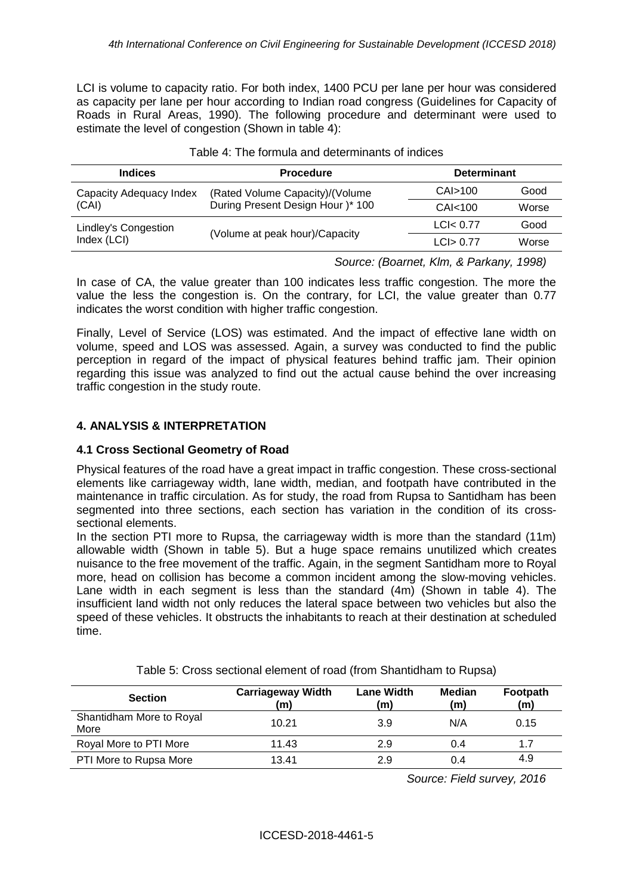LCI is volume to capacity ratio. For both index, 1400 PCU per lane per hour was considered as capacity per lane per hour according to Indian road congress (Guidelines for Capacity of Roads in Rural Areas, 1990). The following procedure and determinant were used to estimate the level of congestion (Shown in table 4):

Table 4: The formula and determinants of indices

| Indices | Procedure | Determinant | |
|---|---|---|---|
| Capacity Adequacy Index (CAI) | (Rated Volume Capacity)/(Volume During Present Design Hour )* 100 | CAI>100 | Good |
| | | CAI<100 | Worse |
| Lindley's Congestion Index (LCI) | (Volume at peak hour)/Capacity | LCI< 0.77 | Good |
| | | LCI> 0.77 | Worse |

*Source: (Boarnet, Klm, & Parkany, 1998)*

In case of CA, the value greater than 100 indicates less traffic congestion. The more the value the less the congestion is. On the contrary, for LCI, the value greater than 0.77 indicates the worst condition with higher traffic congestion.

Finally, Level of Service (LOS) was estimated. And the impact of effective lane width on volume, speed and LOS was assessed. Again, a survey was conducted to find the public perception in regard of the impact of physical features behind traffic jam. Their opinion regarding this issue was analyzed to find out the actual cause behind the over increasing traffic congestion in the study route.

## 4. ANALYSIS & INTERPRETATION

### 4.1 Cross Sectional Geometry of Road

Physical features of the road have a great impact in traffic congestion. These cross-sectional elements like carriageway width, lane width, median, and footpath have contributed in the maintenance in traffic circulation. As for study, the road from Rupsa to Santidham has been segmented into three sections, each section has variation in the condition of its cross-sectional elements.

In the section PTI more to Rupsa, the carriageway width is more than the standard (11m) allowable width (Shown in table 5). But a huge space remains unutilized which creates nuisance to the free movement of the traffic. Again, in the segment Santidham more to Royal more, head on collision has become a common incident among the slow-moving vehicles. Lane width in each segment is less than the standard (4m) (Shown in table 4). The insufficient land width not only reduces the lateral space between two vehicles but also the speed of these vehicles. It obstructs the inhabitants to reach at their destination at scheduled time.

Table 5: Cross sectional element of road (from Shantidham to Rupsa)

| Section | Carriageway Width (m) | Lane Width (m) | Median (m) | Footpath (m) |
|---|---|---|---|---|
| Shantidham More to Royal More | 10.21 | 3.9 | N/A | 0.15 |
| Royal More to PTI More | 11.43 | 2.9 | 0.4 | 1.7 |
| PTI More to Rupsa More | 13.41 | 2.9 | 0.4 | 4.9 |

*Source: Field survey, 2016*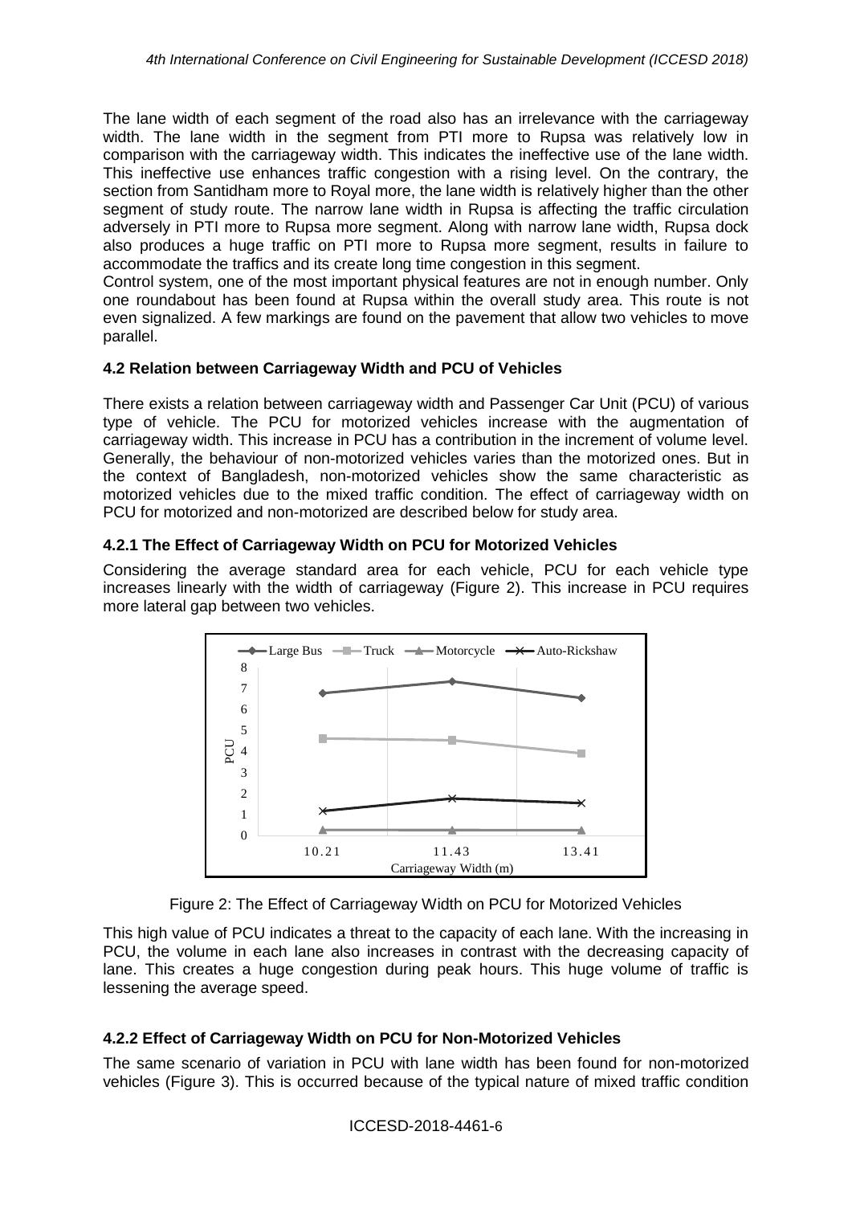The lane width of each segment of the road also has an irrelevance with the carriageway width. The lane width in the segment from PTI more to Rupsa was relatively low in comparison with the carriageway width. This indicates the ineffective use of the lane width. This ineffective use enhances traffic congestion with a rising level. On the contrary, the section from Santidham more to Royal more, the lane width is relatively higher than the other segment of study route. The narrow lane width in Rupsa is affecting the traffic circulation adversely in PTI more to Rupsa more segment. Along with narrow lane width, Rupsa dock also produces a huge traffic on PTI more to Rupsa more segment, results in failure to accommodate the traffics and its create long time congestion in this segment.

Control system, one of the most important physical features are not in enough number. Only one roundabout has been found at Rupsa within the overall study area. This route is not even signalized. A few markings are found on the pavement that allow two vehicles to move parallel.

### 4.2 Relation between Carriageway Width and PCU of Vehicles

There exists a relation between carriageway width and Passenger Car Unit (PCU) of various type of vehicle. The PCU for motorized vehicles increase with the augmentation of carriageway width. This increase in PCU has a contribution in the increment of volume level. Generally, the behaviour of non-motorized vehicles varies than the motorized ones. But in the context of Bangladesh, non-motorized vehicles show the same characteristic as motorized vehicles due to the mixed traffic condition. The effect of carriageway width on PCU for motorized and non-motorized are described below for study area.

#### 4.2.1 The Effect of Carriageway Width on PCU for Motorized Vehicles

Considering the average standard area for each vehicle, PCU for each vehicle type increases linearly with the width of carriageway (Figure 2). This increase in PCU requires more lateral gap between two vehicles.

Figure 2: The Effect of Carriageway Width on PCU for Motorized Vehicles

This high value of PCU indicates a threat to the capacity of each lane. With the increasing in PCU, the volume in each lane also increases in contrast with the decreasing capacity of lane. This creates a huge congestion during peak hours. This huge volume of traffic is lessening the average speed.

#### 4.2.2 Effect of Carriageway Width on PCU for Non-Motorized Vehicles

The same scenario of variation in PCU with lane width has been found for non-motorized vehicles (Figure 3). This is occurred because of the typical nature of mixed traffic condition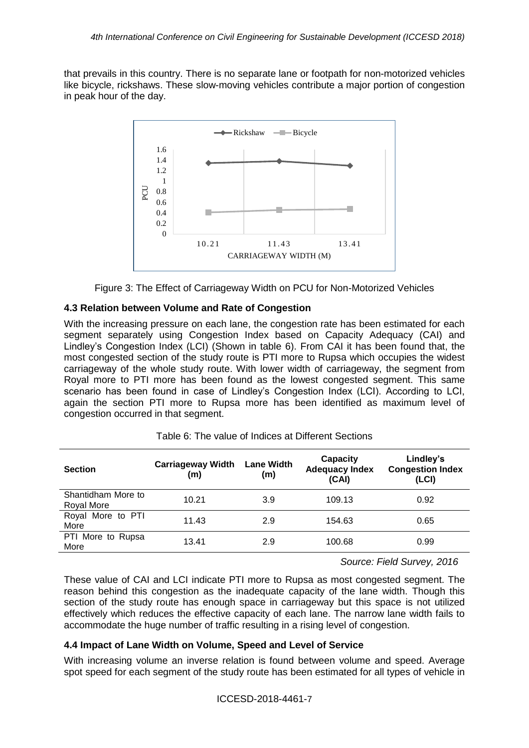that prevails in this country. There is no separate lane or footpath for non-motorized vehicles like bicycle, rickshaws. These slow-moving vehicles contribute a major portion of congestion in peak hour of the day.

Figure 3: The Effect of Carriageway Width on PCU for Non-Motorized Vehicles

### 4.3 Relation between Volume and Rate of Congestion

With the increasing pressure on each lane, the congestion rate has been estimated for each segment separately using Congestion Index based on Capacity Adequacy (CAI) and Lindley's Congestion Index (LCI) (Shown in table 6). From CAI it has been found that, the most congested section of the study route is PTI more to Rupsa which occupies the widest carriageway of the whole study route. With lower width of carriageway, the segment from Royal more to PTI more has been found as the lowest congested segment. This same scenario has been found in case of Lindley's Congestion Index (LCI). According to LCI, again the section PTI more to Rupsa more has been identified as maximum level of congestion occurred in that segment.

Table 6: The value of Indices at Different Sections

| Section | Carriageway Width (m) | Lane Width (m) | Capacity Adequacy Index (CAI) | Lindley's Congestion Index (LCI) |
|---|---|---|---|---|
| Shantidham More to Royal More | 10.21 | 3.9 | 109.13 | 0.92 |
| Royal More to PTI More | 11.43 | 2.9 | 154.63 | 0.65 |
| PTI More to Rupsa More | 13.41 | 2.9 | 100.68 | 0.99 |

*Source: Field Survey, 2016*

These value of CAI and LCI indicate PTI more to Rupsa as most congested segment. The reason behind this congestion as the inadequate capacity of the lane width. Though this section of the study route has enough space in carriageway but this space is not utilized effectively which reduces the effective capacity of each lane. The narrow lane width fails to accommodate the huge number of traffic resulting in a rising level of congestion.

### 4.4 Impact of Lane Width on Volume, Speed and Level of Service

With increasing volume an inverse relation is found between volume and speed. Average spot speed for each segment of the study route has been estimated for all types of vehicle in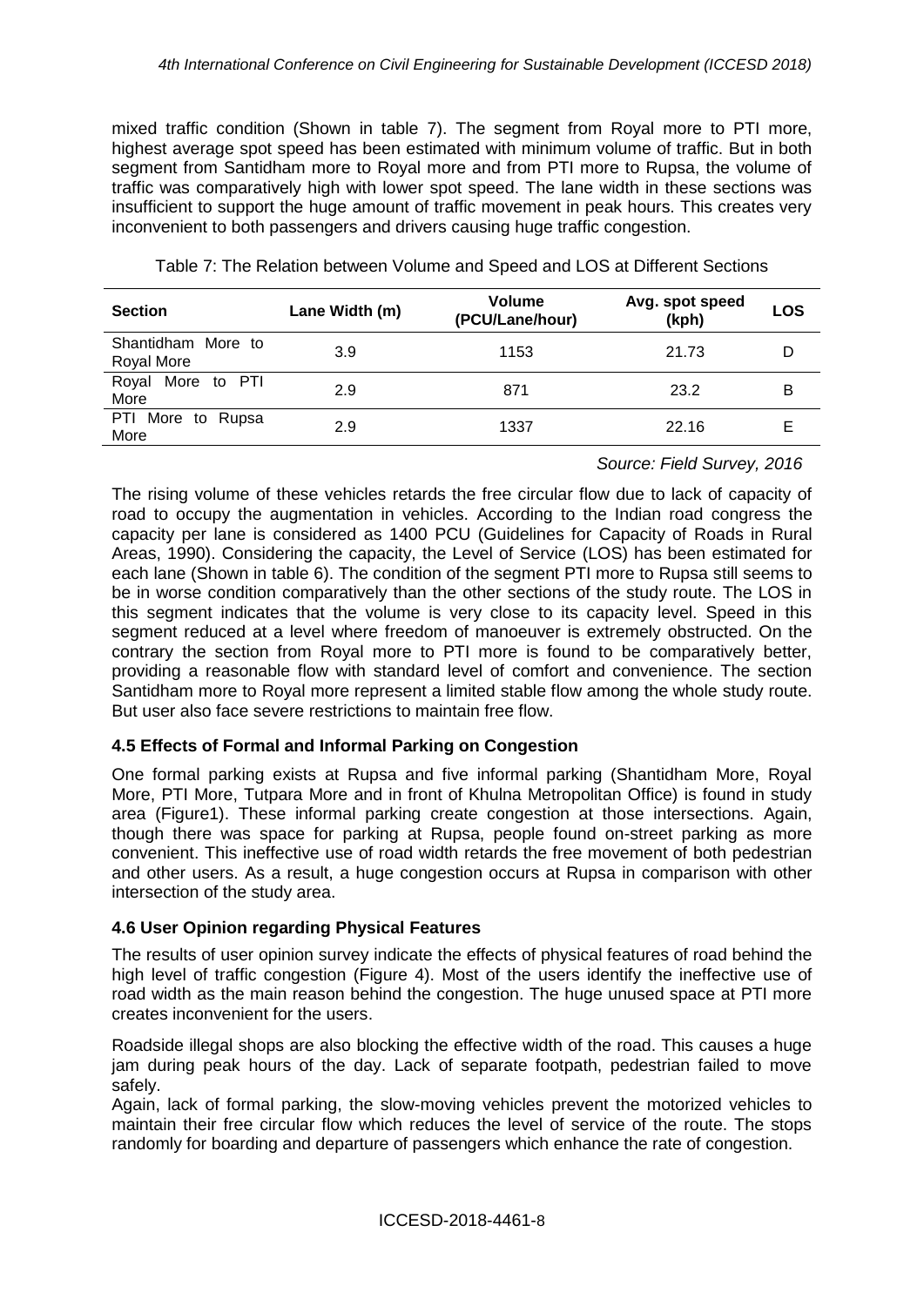mixed traffic condition (Shown in table 7). The segment from Royal more to PTI more, highest average spot speed has been estimated with minimum volume of traffic. But in both segment from Santidham more to Royal more and from PTI more to Rupsa, the volume of traffic was comparatively high with lower spot speed. The lane width in these sections was insufficient to support the huge amount of traffic movement in peak hours. This creates very inconvenient to both passengers and drivers causing huge traffic congestion.

Table 7: The Relation between Volume and Speed and LOS at Different Sections

| Section | Lane Width (m) | Volume (PCU/Lane/hour) | Avg. spot speed (kph) | LOS |
|---|---|---|---|---|
| Shantidham More to Royal More | 3.9 | 1153 | 21.73 | D |
| Royal More to PTI More | 2.9 | 871 | 23.2 | B |
| PTI More to Rupsa More | 2.9 | 1337 | 22.16 | E |

*Source: Field Survey, 2016*

The rising volume of these vehicles retards the free circular flow due to lack of capacity of road to occupy the augmentation in vehicles. According to the Indian road congress the capacity per lane is considered as 1400 PCU (Guidelines for Capacity of Roads in Rural Areas, 1990). Considering the capacity, the Level of Service (LOS) has been estimated for each lane (Shown in table 6). The condition of the segment PTI more to Rupsa still seems to be in worse condition comparatively than the other sections of the study route. The LOS in this segment indicates that the volume is very close to its capacity level. Speed in this segment reduced at a level where freedom of manoeuver is extremely obstructed. On the contrary the section from Royal more to PTI more is found to be comparatively better, providing a reasonable flow with standard level of comfort and convenience. The section Santidham more to Royal more represent a limited stable flow among the whole study route. But user also face severe restrictions to maintain free flow.

### 4.5 Effects of Formal and Informal Parking on Congestion

One formal parking exists at Rupsa and five informal parking (Shantidham More, Royal More, PTI More, Tutpara More and in front of Khulna Metropolitan Office) is found in study area (Figure1). These informal parking create congestion at those intersections. Again, though there was space for parking at Rupsa, people found on-street parking as more convenient. This ineffective use of road width retards the free movement of both pedestrian and other users. As a result, a huge congestion occurs at Rupsa in comparison with other intersection of the study area.

### 4.6 User Opinion regarding Physical Features

The results of user opinion survey indicate the effects of physical features of road behind the high level of traffic congestion (Figure 4). Most of the users identify the ineffective use of road width as the main reason behind the congestion. The huge unused space at PTI more creates inconvenient for the users.

Roadside illegal shops are also blocking the effective width of the road. This causes a huge jam during peak hours of the day. Lack of separate footpath, pedestrian failed to move safely.

Again, lack of formal parking, the slow-moving vehicles prevent the motorized vehicles to maintain their free circular flow which reduces the level of service of the route. The stops randomly for boarding and departure of passengers which enhance the rate of congestion.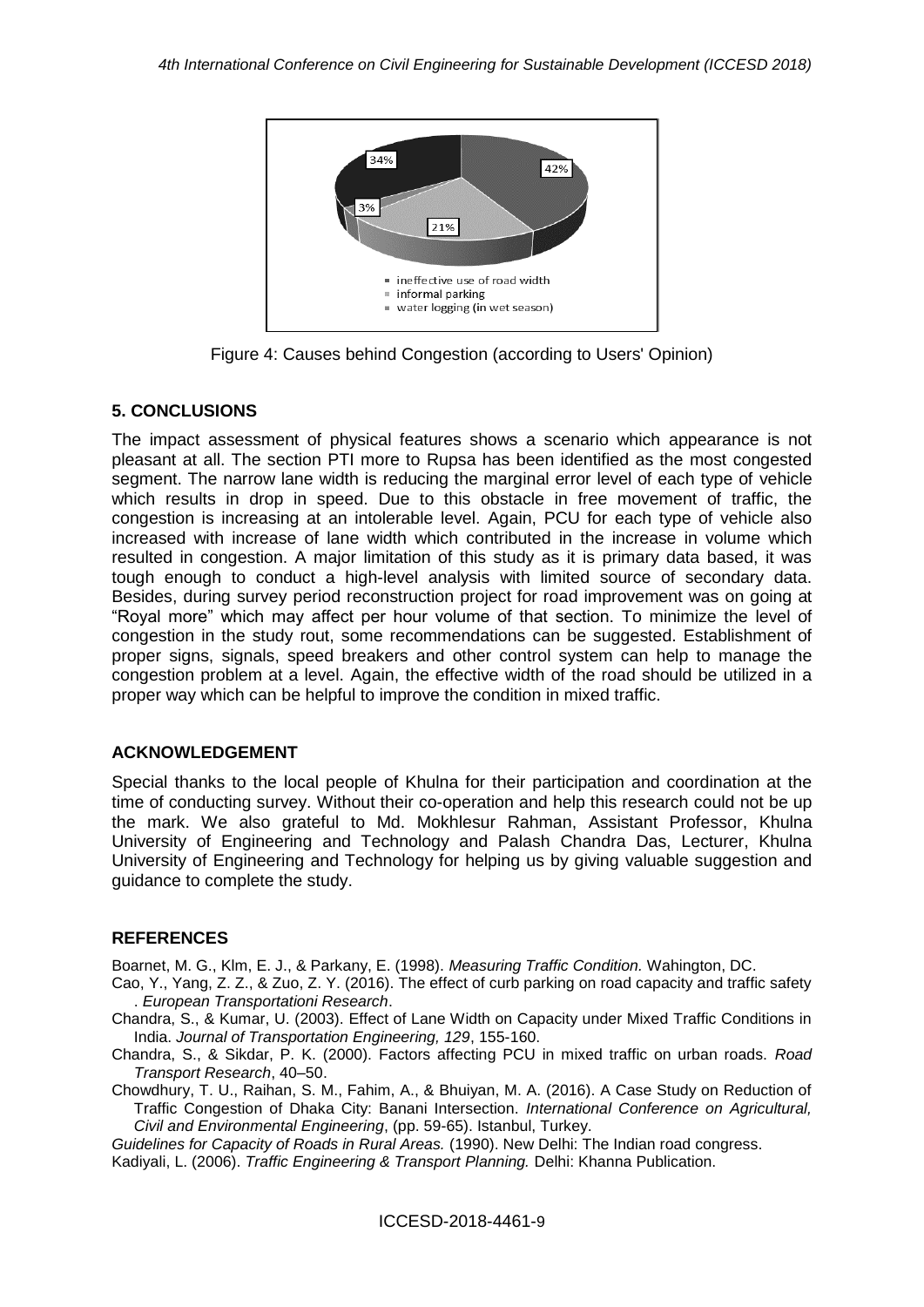Figure 4: Causes behind Congestion (according to Users' Opinion)

## 5. CONCLUSIONS

The impact assessment of physical features shows a scenario which appearance is not pleasant at all. The section PTI more to Rupsa has been identified as the most congested segment. The narrow lane width is reducing the marginal error level of each type of vehicle which results in drop in speed. Due to this obstacle in free movement of traffic, the congestion is increasing at an intolerable level. Again, PCU for each type of vehicle also increased with increase of lane width which contributed in the increase in volume which resulted in congestion. A major limitation of this study as it is primary data based, it was tough enough to conduct a high-level analysis with limited source of secondary data. Besides, during survey period reconstruction project for road improvement was on going at "Royal more" which may affect per hour volume of that section. To minimize the level of congestion in the study rout, some recommendations can be suggested. Establishment of proper signs, signals, speed breakers and other control system can help to manage the congestion problem at a level. Again, the effective width of the road should be utilized in a proper way which can be helpful to improve the condition in mixed traffic.

## ACKNOWLEDGEMENT

Special thanks to the local people of Khulna for their participation and coordination at the time of conducting survey. Without their co-operation and help this research could not be up the mark. We also grateful to Md. Mokhlesur Rahman, Assistant Professor, Khulna University of Engineering and Technology and Palash Chandra Das, Lecturer, Khulna University of Engineering and Technology for helping us by giving valuable suggestion and guidance to complete the study.

## REFERENCES

Boarnet, M. G., Klm, E. J., & Parkany, E. (1998). *Measuring Traffic Condition.* Wahington, DC.

Cao, Y., Yang, Z. Z., & Zuo, Z. Y. (2016). The effect of curb parking on road capacity and traffic safety . *European Transportationi Research*.

Chandra, S., & Kumar, U. (2003). Effect of Lane Width on Capacity under Mixed Traffic Conditions in India. *Journal of Transportation Engineering, 129*, 155-160.

Chandra, S., & Sikdar, P. K. (2000). Factors affecting PCU in mixed traffic on urban roads. *Road Transport Research*, 40–50.

Chowdhury, T. U., Raihan, S. M., Fahim, A., & Bhuiyan, M. A. (2016). A Case Study on Reduction of Traffic Congestion of Dhaka City: Banani Intersection. *International Conference on Agricultural, Civil and Environmental Engineering*, (pp. 59-65). Istanbul, Turkey.

*Guidelines for Capacity of Roads in Rural Areas.* (1990). New Delhi: The Indian road congress.

Kadiyali, L. (2006). *Traffic Engineering & Transport Planning.* Delhi: Khanna Publication.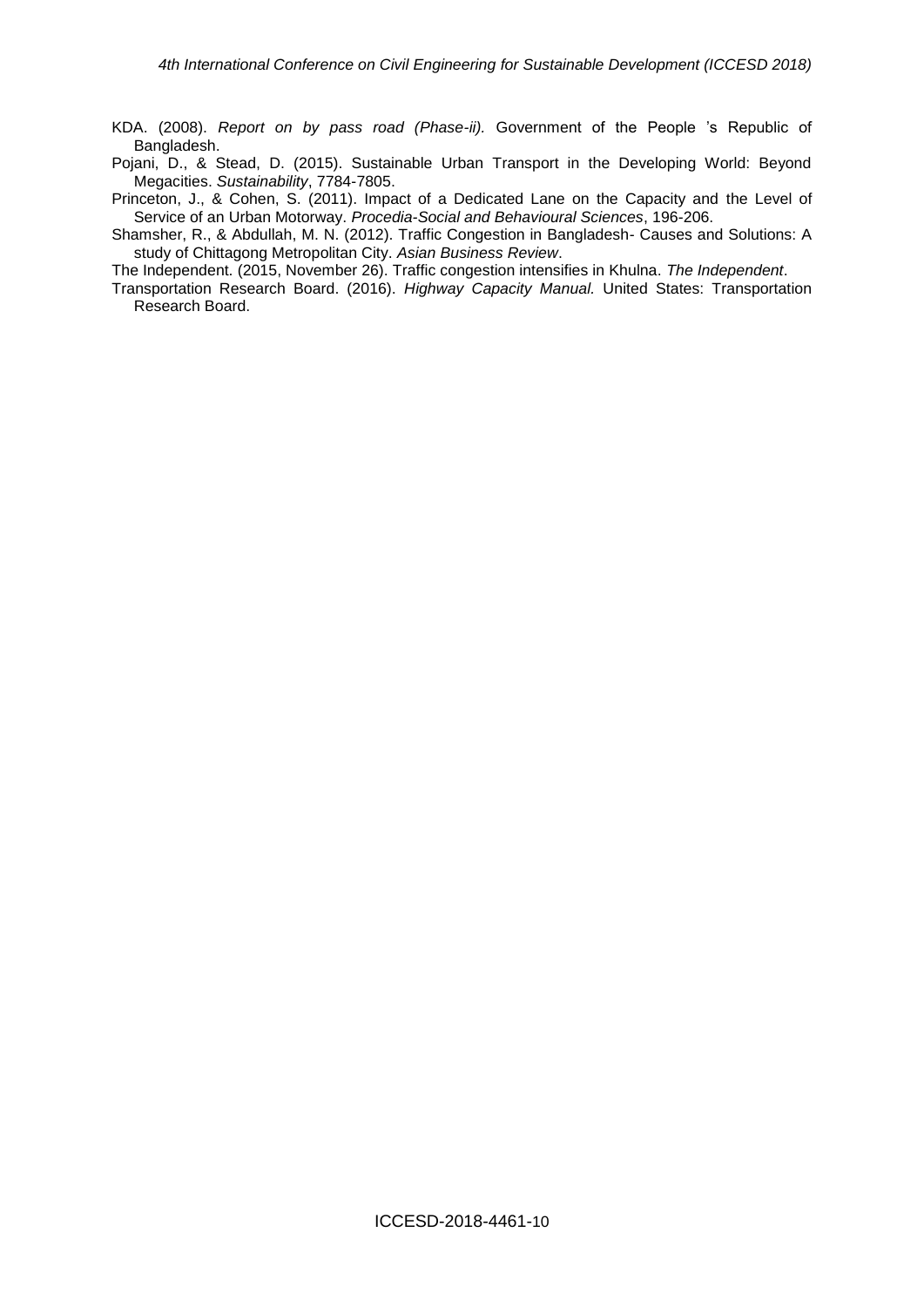KDA. (2008). *Report on by pass road (Phase-ii).* Government of the People 's Republic of Bangladesh.

Pojani, D., & Stead, D. (2015). Sustainable Urban Transport in the Developing World: Beyond Megacities. *Sustainability*, 7784-7805.

Princeton, J., & Cohen, S. (2011). Impact of a Dedicated Lane on the Capacity and the Level of Service of an Urban Motorway. *Procedia-Social and Behavioural Sciences*, 196-206.

Shamsher, R., & Abdullah, M. N. (2012). Traffic Congestion in Bangladesh- Causes and Solutions: A study of Chittagong Metropolitan City. *Asian Business Review*.

The Independent. (2015, November 26). Traffic congestion intensifies in Khulna. *The Independent*.

Transportation Research Board. (2016). *Highway Capacity Manual.* United States: Transportation Research Board.